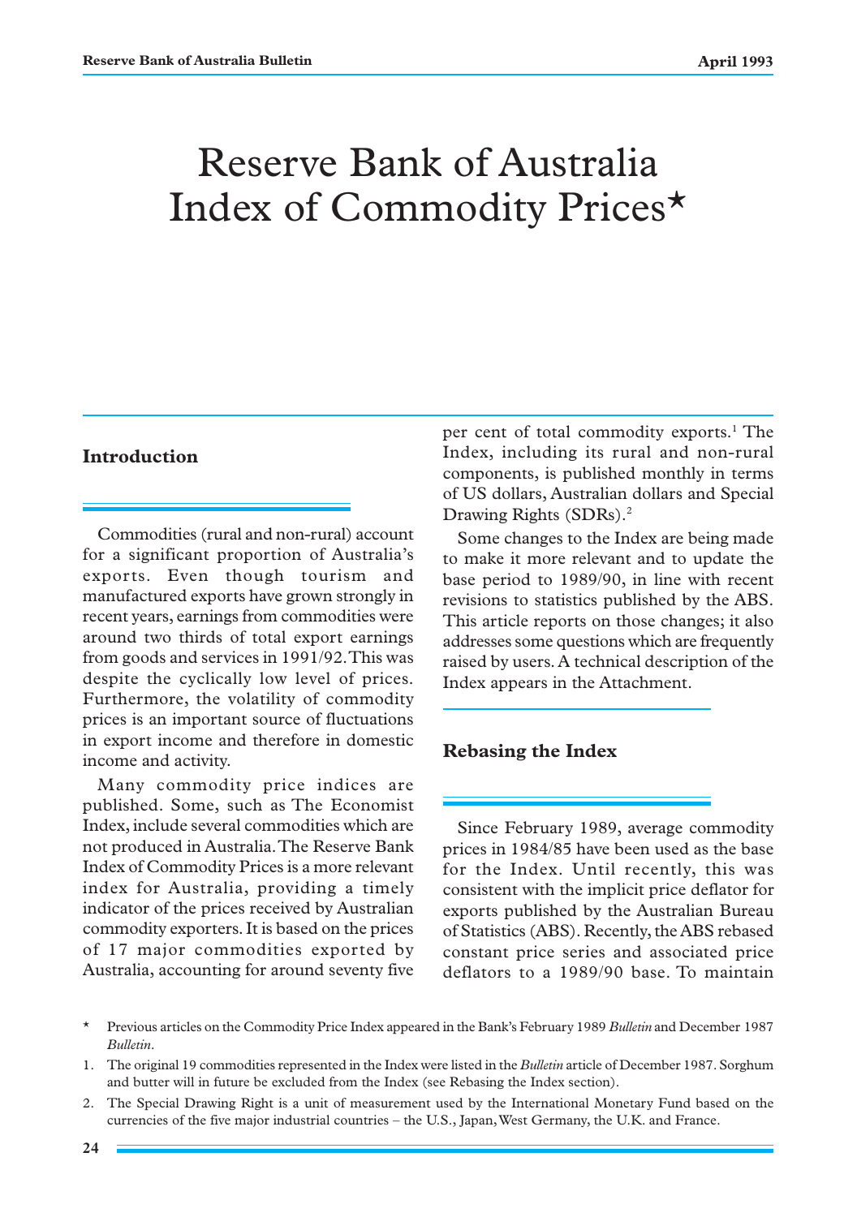# Reserve Bank of Australia Index of Commodity Prices*

## Introduction

Commodities (rural and non-rural) account for a significant proportion of Australia's exports. Even though tourism and manufactured exports have grown strongly in recent years, earnings from commodities were around two thirds of total export earnings from goods and services in 1991/92. This was despite the cyclically low level of prices. Furthermore, the volatility of commodity prices is an important source of fluctuations in export income and therefore in domestic income and activity.

Many commodity price indices are published. Some, such as The Economist Index, include several commodities which are not produced in Australia. The Reserve Bank Index of Commodity Prices is a more relevant index for Australia, providing a timely indicator of the prices received by Australian commodity exporters. It is based on the prices of 17 major commodities exported by Australia, accounting for around seventy five per cent of total commodity exports.[1] The Index, including its rural and non-rural components, is published monthly in terms of US dollars, Australian dollars and Special Drawing Rights (SDRs).[2]

Some changes to the Index are being made to make it more relevant and to update the base period to 1989/90, in line with recent revisions to statistics published by the ABS. This article reports on those changes; it also addresses some questions which are frequently raised by users. A technical description of the Index appears in the Attachment.

## Rebasing the Index

Since February 1989, average commodity prices in 1984/85 have been used as the base for the Index. Until recently, this was consistent with the implicit price deflator for exports published by the Australian Bureau of Statistics (ABS). Recently, the ABS rebased constant price series and associated price deflators to a 1989/90 base. To maintain

---

\* Previous articles on the Commodity Price Index appeared in the Bank's February 1989 *Bulletin* and December 1987 *Bulletin*.

1. The original 19 commodities represented in the Index were listed in the *Bulletin* article of December 1987. Sorghum and butter will in future be excluded from the Index (see Rebasing the Index section).

2. The Special Drawing Right is a unit of measurement used by the International Monetary Fund based on the currencies of the five major industrial countries – the U.S., Japan, West Germany, the U.K. and France.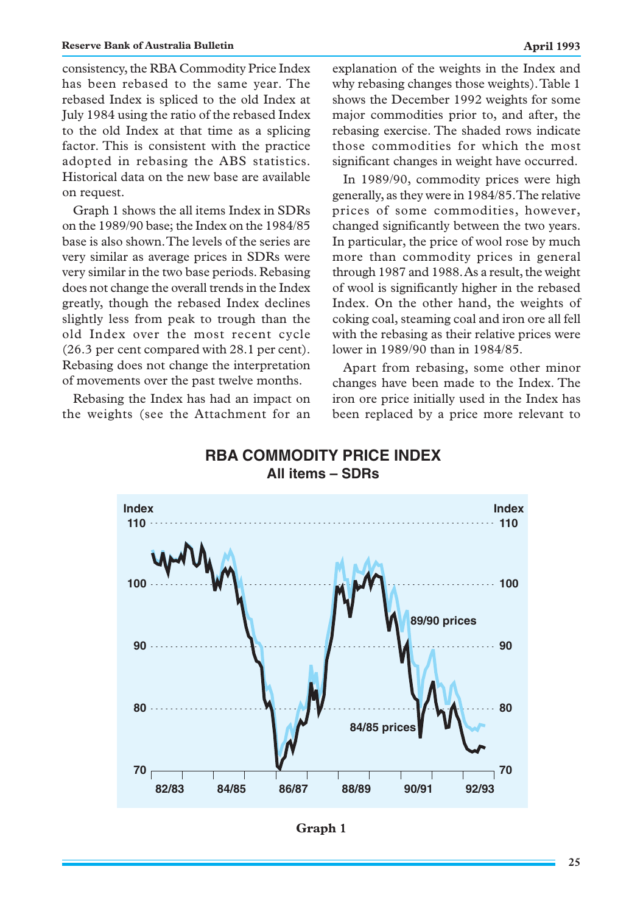consistency, the RBA Commodity Price Index has been rebased to the same year. The rebased Index is spliced to the old Index at July 1984 using the ratio of the rebased Index to the old Index at that time as a splicing factor. This is consistent with the practice adopted in rebasing the ABS statistics. Historical data on the new base are available on request.

Graph 1 shows the all items Index in SDRs on the 1989/90 base; the Index on the 1984/85 base is also shown. The levels of the series are very similar as average prices in SDRs were very similar in the two base periods. Rebasing does not change the overall trends in the Index greatly, though the rebased Index declines slightly less from peak to trough than the old Index over the most recent cycle (26.3 per cent compared with 28.1 per cent). Rebasing does not change the interpretation of movements over the past twelve months.

Rebasing the Index has had an impact on the weights (see the Attachment for an explanation of the weights in the Index and why rebasing changes those weights). Table 1 shows the December 1992 weights for some major commodities prior to, and after, the rebasing exercise. The shaded rows indicate those commodities for which the most significant changes in weight have occurred.

In 1989/90, commodity prices were high generally, as they were in 1984/85. The relative prices of some commodities, however, changed significantly between the two years. In particular, the price of wool rose by much more than commodity prices in general through 1987 and 1988. As a result, the weight of wool is significantly higher in the rebased Index. On the other hand, the weights of coking coal, steaming coal and iron ore all fell with the rebasing as their relative prices were lower in 1989/90 than in 1984/85.

Apart from rebasing, some other minor changes have been made to the Index. The iron ore price initially used in the Index has been replaced by a price more relevant to

**RBA COMMODITY PRICE INDEX**
**All items – SDRs**

Graph 1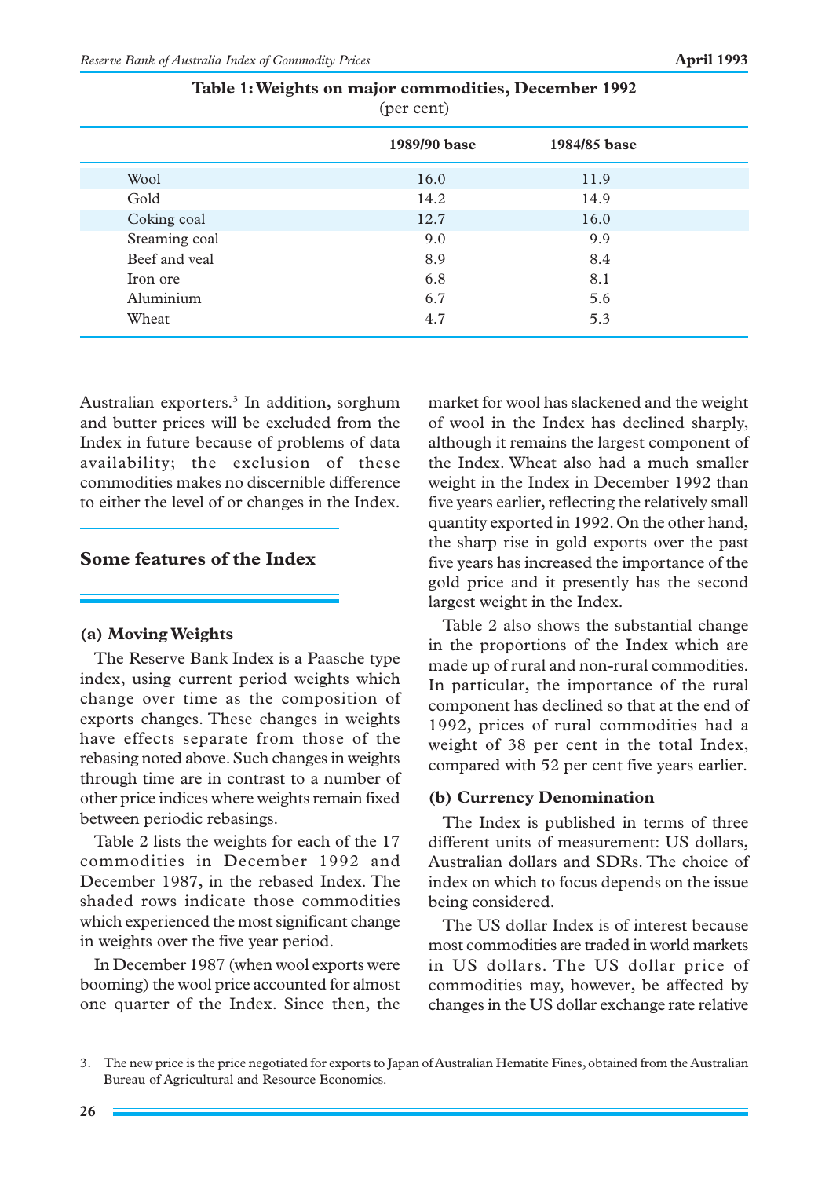**Table 1: Weights on major commodities, December 1992**
(per cent)

| | 1989/90 base | 1984/85 base |
|---|---|---|
| Wool | 16.0 | 11.9 |
| Gold | 14.2 | 14.9 |
| Coking coal | 12.7 | 16.0 |
| Steaming coal | 9.0 | 9.9 |
| Beef and veal | 8.9 | 8.4 |
| Iron ore | 6.8 | 8.1 |
| Aluminium | 6.7 | 5.6 |
| Wheat | 4.7 | 5.3 |

Australian exporters.[3] In addition, sorghum and butter prices will be excluded from the Index in future because of problems of data availability; the exclusion of these commodities makes no discernible difference to either the level of or changes in the Index.

## Some features of the Index

### (a) Moving Weights

The Reserve Bank Index is a Paasche type index, using current period weights which change over time as the composition of exports changes. These changes in weights have effects separate from those of the rebasing noted above. Such changes in weights through time are in contrast to a number of other price indices where weights remain fixed between periodic rebasings.

Table 2 lists the weights for each of the 17 commodities in December 1992 and December 1987, in the rebased Index. The shaded rows indicate those commodities which experienced the most significant change in weights over the five year period.

In December 1987 (when wool exports were booming) the wool price accounted for almost one quarter of the Index. Since then, the market for wool has slackened and the weight of wool in the Index has declined sharply, although it remains the largest component of the Index. Wheat also had a much smaller weight in the Index in December 1992 than five years earlier, reflecting the relatively small quantity exported in 1992. On the other hand, the sharp rise in gold exports over the past five years has increased the importance of the gold price and it presently has the second largest weight in the Index.

Table 2 also shows the substantial change in the proportions of the Index which are made up of rural and non-rural commodities. In particular, the importance of the rural component has declined so that at the end of 1992, prices of rural commodities had a weight of 38 per cent in the total Index, compared with 52 per cent five years earlier.

### (b) Currency Denomination

The Index is published in terms of three different units of measurement: US dollars, Australian dollars and SDRs. The choice of index on which to focus depends on the issue being considered.

The US dollar Index is of interest because most commodities are traded in world markets in US dollars. The US dollar price of commodities may, however, be affected by changes in the US dollar exchange rate relative

3. The new price is the price negotiated for exports to Japan of Australian Hematite Fines, obtained from the Australian Bureau of Agricultural and Resource Economics.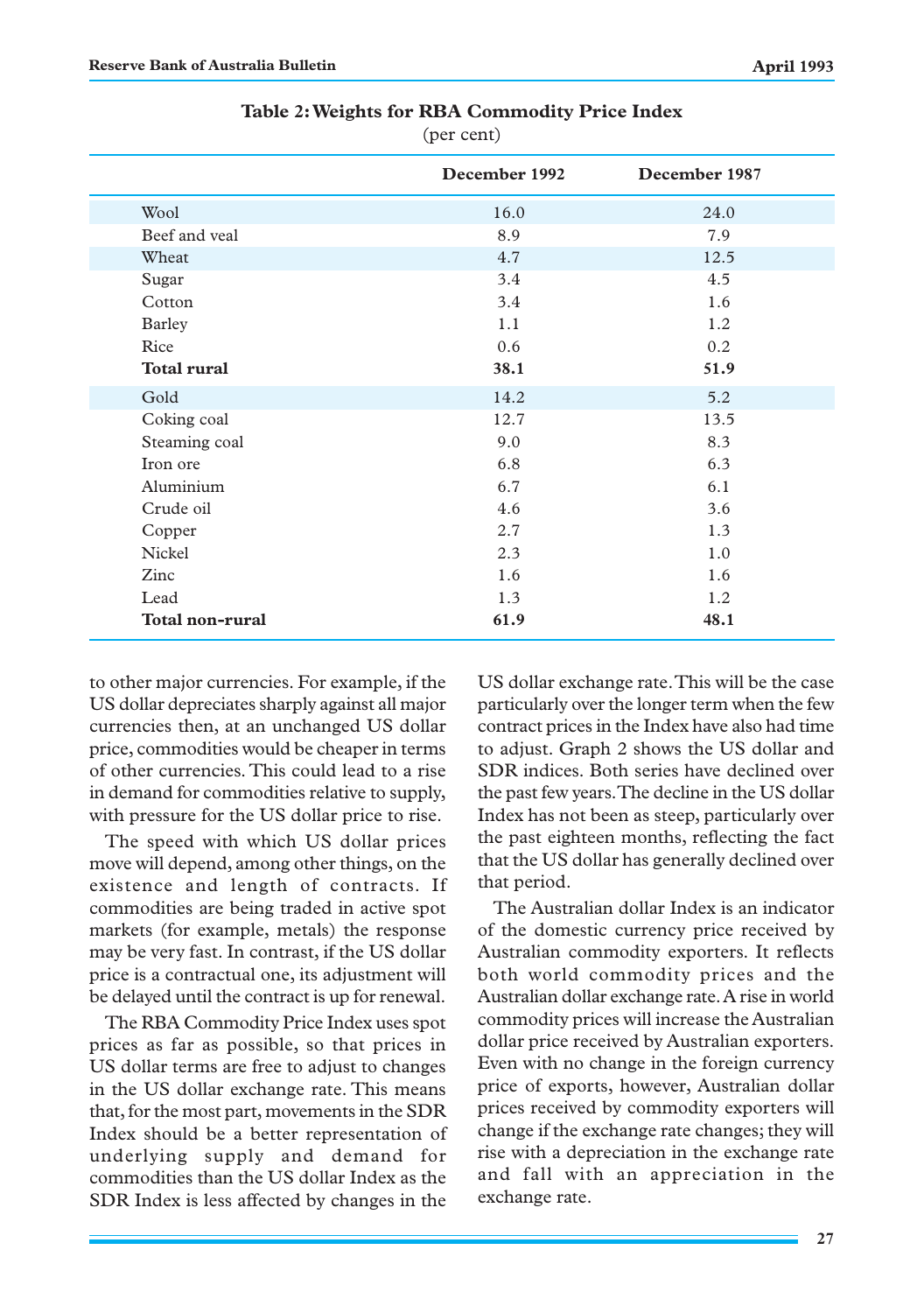**Table 2: Weights for RBA Commodity Price Index**

(per cent)

| | December 1992 | December 1987 |
|---|---|---|
| Wool | 16.0 | 24.0 |
| Beef and veal | 8.9 | 7.9 |
| Wheat | 4.7 | 12.5 |
| Sugar | 3.4 | 4.5 |
| Cotton | 3.4 | 1.6 |
| Barley | 1.1 | 1.2 |
| Rice | 0.6 | 0.2 |
| **Total rural** | **38.1** | **51.9** |
| Gold | 14.2 | 5.2 |
| Coking coal | 12.7 | 13.5 |
| Steaming coal | 9.0 | 8.3 |
| Iron ore | 6.8 | 6.3 |
| Aluminium | 6.7 | 6.1 |
| Crude oil | 4.6 | 3.6 |
| Copper | 2.7 | 1.3 |
| Nickel | 2.3 | 1.0 |
| Zinc | 1.6 | 1.6 |
| Lead | 1.3 | 1.2 |
| **Total non-rural** | **61.9** | **48.1** |

to other major currencies. For example, if the US dollar depreciates sharply against all major currencies then, at an unchanged US dollar price, commodities would be cheaper in terms of other currencies. This could lead to a rise in demand for commodities relative to supply, with pressure for the US dollar price to rise.

The speed with which US dollar prices move will depend, among other things, on the existence and length of contracts. If commodities are being traded in active spot markets (for example, metals) the response may be very fast. In contrast, if the US dollar price is a contractual one, its adjustment will be delayed until the contract is up for renewal.

The RBA Commodity Price Index uses spot prices as far as possible, so that prices in US dollar terms are free to adjust to changes in the US dollar exchange rate. This means that, for the most part, movements in the SDR Index should be a better representation of underlying supply and demand for commodities than the US dollar Index as the SDR Index is less affected by changes in the US dollar exchange rate. This will be the case particularly over the longer term when the few contract prices in the Index have also had time to adjust. Graph 2 shows the US dollar and SDR indices. Both series have declined over the past few years. The decline in the US dollar Index has not been as steep, particularly over the past eighteen months, reflecting the fact that the US dollar has generally declined over that period.

The Australian dollar Index is an indicator of the domestic currency price received by Australian commodity exporters. It reflects both world commodity prices and the Australian dollar exchange rate. A rise in world commodity prices will increase the Australian dollar price received by Australian exporters. Even with no change in the foreign currency price of exports, however, Australian dollar prices received by commodity exporters will change if the exchange rate changes; they will rise with a depreciation in the exchange rate and fall with an appreciation in the exchange rate.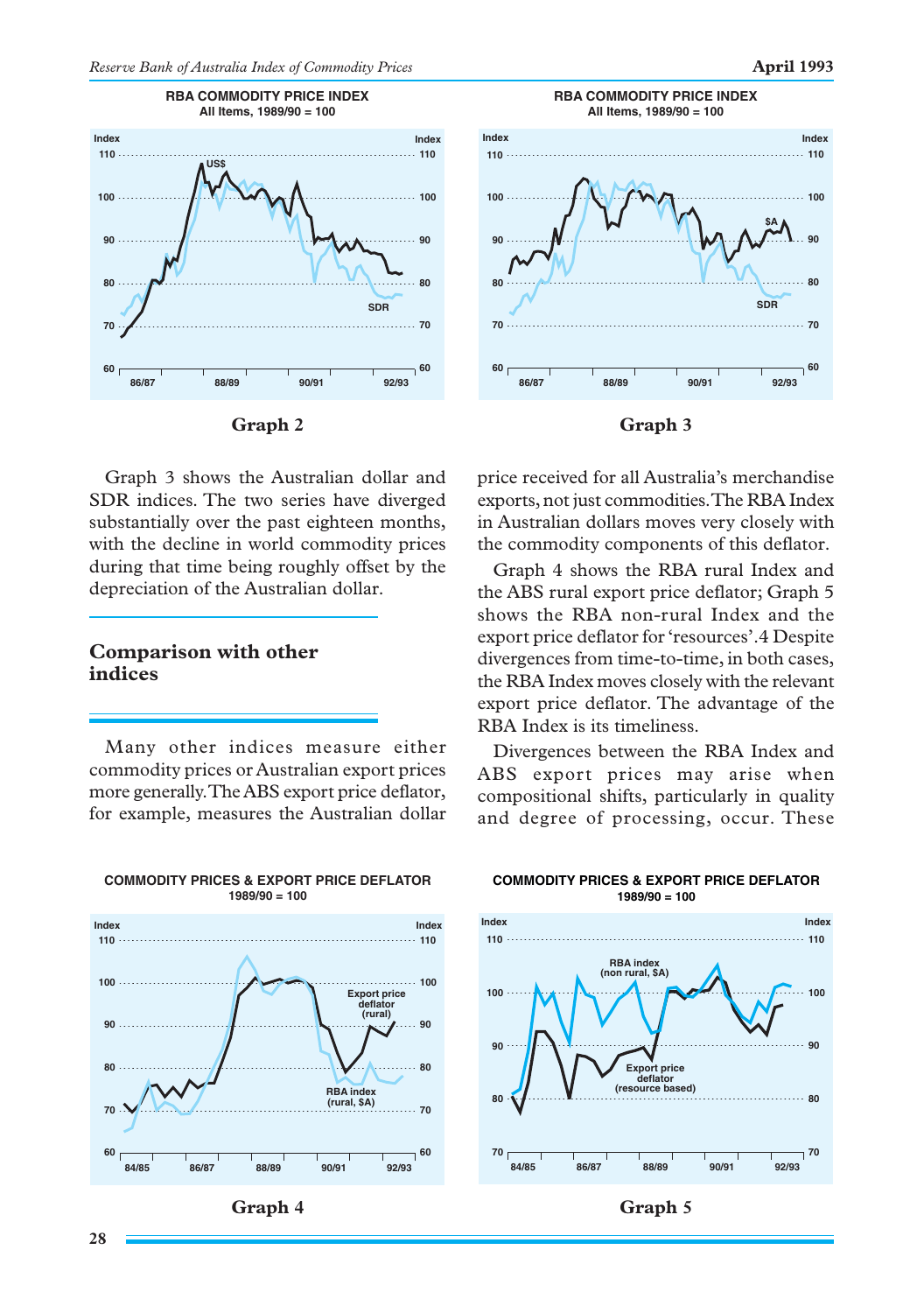**RBA COMMODITY PRICE INDEX**
All Items, 1989/90 = 100

Graph 2

**RBA COMMODITY PRICE INDEX**
All Items, 1989/90 = 100

Graph 3

Graph 3 shows the Australian dollar and SDR indices. The two series have diverged substantially over the past eighteen months, with the decline in world commodity prices during that time being roughly offset by the depreciation of the Australian dollar.

## Comparison with other indices

Many other indices measure either commodity prices or Australian export prices more generally. The ABS export price deflator, for example, measures the Australian dollar price received for all Australia's merchandise exports, not just commodities. The RBA Index in Australian dollars moves very closely with the commodity components of this deflator.

Graph 4 shows the RBA rural Index and the ABS rural export price deflator; Graph 5 shows the RBA non-rural Index and the export price deflator for 'resources'.4 Despite divergences from time-to-time, in both cases, the RBA Index moves closely with the relevant export price deflator. The advantage of the RBA Index is its timeliness.

Divergences between the RBA Index and ABS export prices may arise when compositional shifts, particularly in quality and degree of processing, occur. These

**COMMODITY PRICES & EXPORT PRICE DEFLATOR**
1989/90 = 100

Graph 4

**COMMODITY PRICES & EXPORT PRICE DEFLATOR**
1989/90 = 100

Graph 5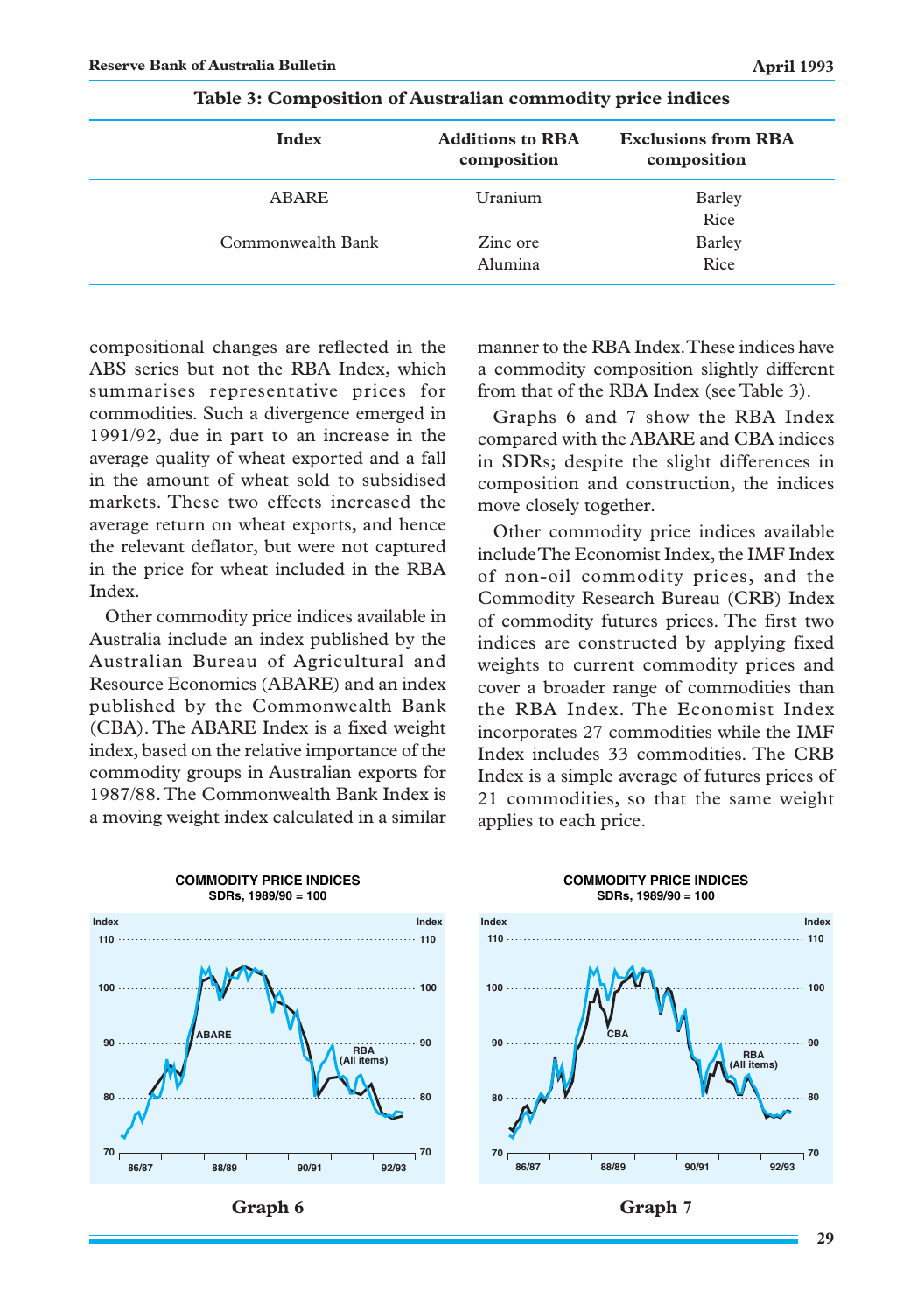**Table 3: Composition of Australian commodity price indices**

| Index | Additions to RBA composition | Exclusions from RBA composition |
|---|---|---|
| ABARE | Uranium | Barley<br>Rice |
| Commonwealth Bank | Zinc ore<br>Alumina | Barley<br>Rice |

compositional changes are reflected in the ABS series but not the RBA Index, which summarises representative prices for commodities. Such a divergence emerged in 1991/92, due in part to an increase in the average quality of wheat exported and a fall in the amount of wheat sold to subsidised markets. These two effects increased the average return on wheat exports, and hence the relevant deflator, but were not captured in the price for wheat included in the RBA Index.

Other commodity price indices available in Australia include an index published by the Australian Bureau of Agricultural and Resource Economics (ABARE) and an index published by the Commonwealth Bank (CBA). The ABARE Index is a fixed weight index, based on the relative importance of the commodity groups in Australian exports for 1987/88. The Commonwealth Bank Index is a moving weight index calculated in a similar manner to the RBA Index. These indices have a commodity composition slightly different from that of the RBA Index (see Table 3).

Graphs 6 and 7 show the RBA Index compared with the ABARE and CBA indices in SDRs; despite the slight differences in composition and construction, the indices move closely together.

Other commodity price indices available include The Economist Index, the IMF Index of non-oil commodity prices, and the Commodity Research Bureau (CRB) Index of commodity futures prices. The first two indices are constructed by applying fixed weights to current commodity prices and cover a broader range of commodities than the RBA Index. The Economist Index incorporates 27 commodities while the IMF Index includes 33 commodities. The CRB Index is a simple average of futures prices of 21 commodities, so that the same weight applies to each price.

**COMMODITY PRICE INDICES**
SDRs, 1989/90 = 100

**Graph 6**

**COMMODITY PRICE INDICES**
SDRs, 1989/90 = 100

**Graph 7**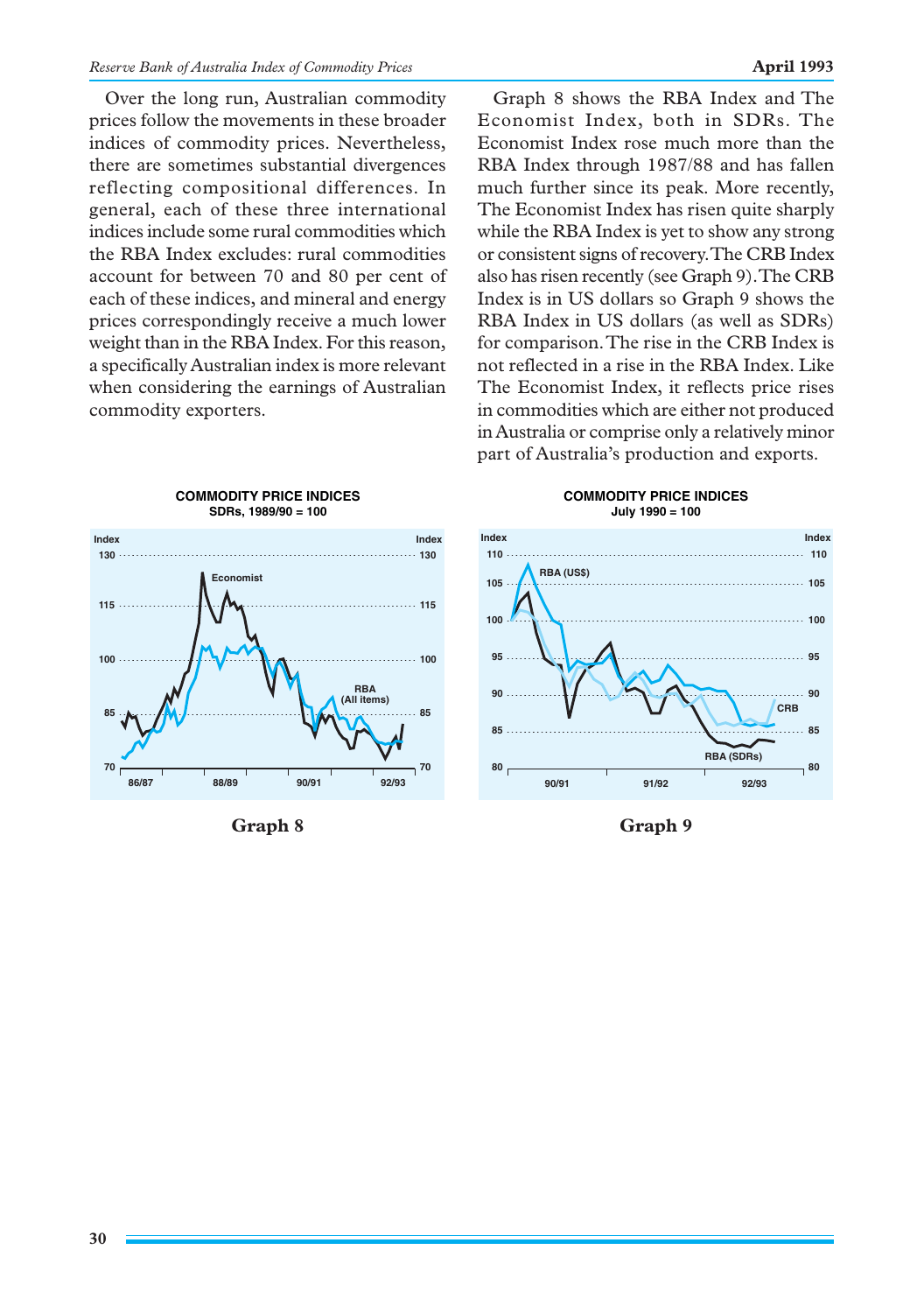Over the long run, Australian commodity prices follow the movements in these broader indices of commodity prices. Nevertheless, there are sometimes substantial divergences reflecting compositional differences. In general, each of these three international indices include some rural commodities which the RBA Index excludes: rural commodities account for between 70 and 80 per cent of each of these indices, and mineral and energy prices correspondingly receive a much lower weight than in the RBA Index. For this reason, a specifically Australian index is more relevant when considering the earnings of Australian commodity exporters.

Graph 8 shows the RBA Index and The Economist Index, both in SDRs. The Economist Index rose much more than the RBA Index through 1987/88 and has fallen much further since its peak. More recently, The Economist Index has risen quite sharply while the RBA Index is yet to show any strong or consistent signs of recovery. The CRB Index also has risen recently (see Graph 9). The CRB Index is in US dollars so Graph 9 shows the RBA Index in US dollars (as well as SDRs) for comparison. The rise in the CRB Index is not reflected in a rise in the RBA Index. Like The Economist Index, it reflects price rises in commodities which are either not produced in Australia or comprise only a relatively minor part of Australia's production and exports.

**COMMODITY PRICE INDICES**
**SDRs, 1989/90 = 100**

**Graph 8**

**COMMODITY PRICE INDICES**
**July 1990 = 100**

**Graph 9**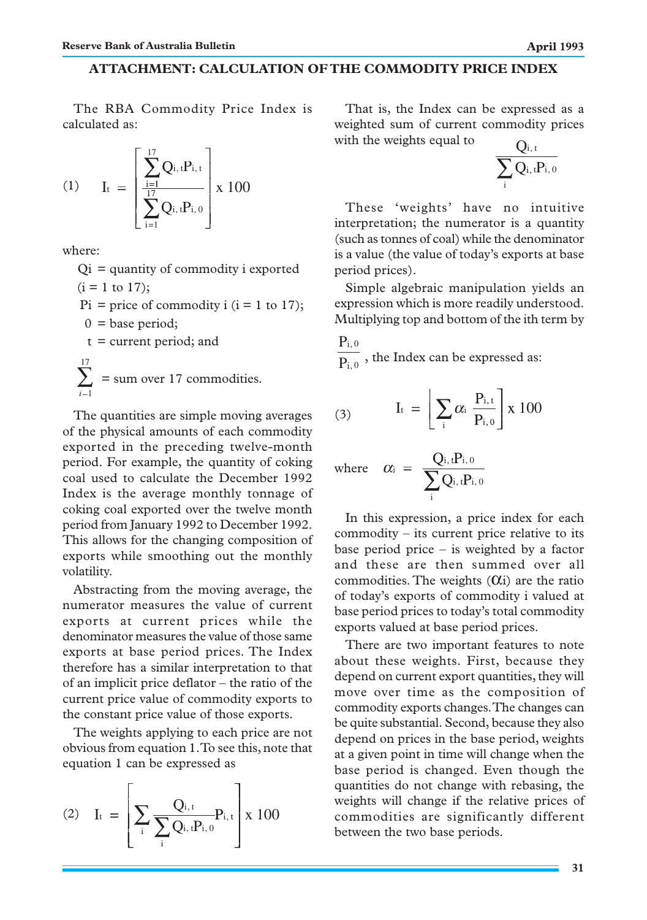## ATTACHMENT: CALCULATION OF THE COMMODITY PRICE INDEX

The RBA Commodity Price Index is calculated as:

$$(1) \quad I_t = \left[ \frac{\sum_{i=1}^{17} Q_{i,t} P_{i,t}}{\sum_{i=1}^{17} Q_{i,t} P_{i,0}} \right] \text{x } 100$$

where:

$Q_i$ = quantity of commodity i exported (i = 1 to 17);

$P_i$ = price of commodity i (i = 1 to 17);

0 = base period;

t = current period; and

$\sum_{i-1}^{17}$ = sum over 17 commodities.

The quantities are simple moving averages of the physical amounts of each commodity exported in the preceding twelve-month period. For example, the quantity of coking coal used to calculate the December 1992 Index is the average monthly tonnage of coking coal exported over the twelve month period from January 1992 to December 1992. This allows for the changing composition of exports while smoothing out the monthly volatility.

Abstracting from the moving average, the numerator measures the value of current exports at current prices while the denominator measures the value of those same exports at base period prices. The Index therefore has a similar interpretation to that of an implicit price deflator – the ratio of the current price value of commodity exports to the constant price value of those exports.

The weights applying to each price are not obvious from equation 1. To see this, note that equation 1 can be expressed as

$$(2) \quad I_t = \left[ \sum_i \frac{Q_{i,t}}{\sum_i Q_{i,t} P_{i,0}} P_{i,t} \right] \text{x } 100$$

That is, the Index can be expressed as a weighted sum of current commodity prices with the weights equal to $\frac{Q_{i,t}}{\sum_i Q_{i,t} P_{i,0}}$

These 'weights' have no intuitive interpretation; the numerator is a quantity (such as tonnes of coal) while the denominator is a value (the value of today's exports at base period prices).

Simple algebraic manipulation yields an expression which is more readily understood. Multiplying top and bottom of the ith term by $\frac{P_{i,0}}{P_{i,0}}$, the Index can be expressed as:

$$(3) \quad I_t = \left[ \sum_i \alpha_i \frac{P_{i,t}}{P_{i,0}} \right] \text{x } 100$$

$$\text{where} \quad \alpha_i = \frac{Q_{i,t} P_{i,0}}{\sum_i Q_{i,t} P_{i,0}}$$

In this expression, a price index for each commodity – its current price relative to its base period price – is weighted by a factor and these are then summed over all commodities. The weights ($\alpha_i$) are the ratio of today's exports of commodity i valued at base period prices to today's total commodity exports valued at base period prices.

There are two important features to note about these weights. First, because they depend on current export quantities, they will move over time as the composition of commodity exports changes. The changes can be quite substantial. Second, because they also depend on prices in the base period, weights at a given point in time will change when the base period is changed. Even though the quantities do not change with rebasing, the weights will change if the relative prices of commodities are significantly different between the two base periods.